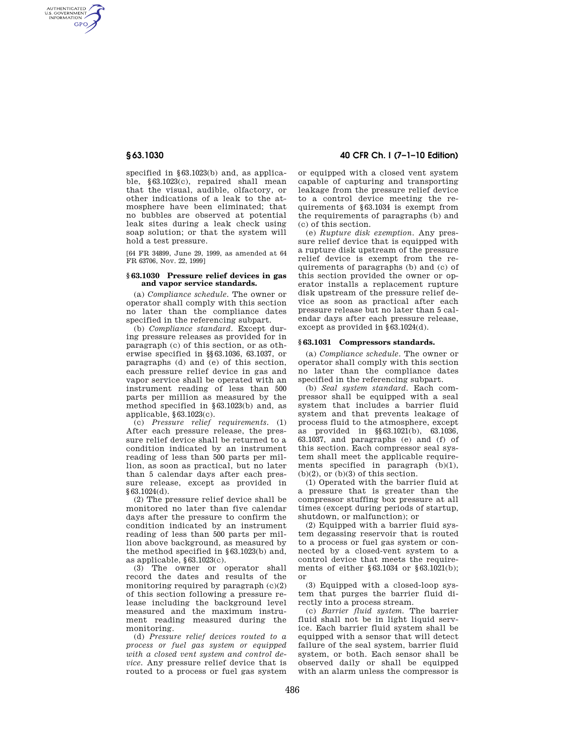specified in §63.1023(b) and, as applicable, §63.1023(c), repaired shall mean that the visual, audible, olfactory, or other indications of a leak to the atmosphere have been eliminated; that no bubbles are observed at potential leak sites during a leak check using soap solution; or that the system will hold a test pressure.

[64 FR 34899, June 29, 1999, as amended at 64 FR 63706, Nov. 22, 1999]

### §63.1030 Pressure relief devices in gas and vapor service standards.

(a) *Compliance schedule.* The owner or operator shall comply with this section no later than the compliance dates specified in the referencing subpart.

(b) *Compliance standard.* Except during pressure releases as provided for in paragraph (c) of this section, or as otherwise specified in §§63.1036, 63.1037, or paragraphs (d) and (e) of this section, each pressure relief device in gas and vapor service shall be operated with an instrument reading of less than 500 parts per million as measured by the method specified in §63.1023(b) and, as applicable, §63.1023(c).

(c) *Pressure relief requirements.* (1) After each pressure release, the pressure relief device shall be returned to a condition indicated by an instrument reading of less than 500 parts per million, as soon as practical, but no later than 5 calendar days after each pressure release, except as provided in §63.1024(d).

(2) The pressure relief device shall be monitored no later than five calendar days after the pressure to confirm the condition indicated by an instrument reading of less than 500 parts per million above background, as measured by the method specified in §63.1023(b) and, as applicable, §63.1023(c).

(3) The owner or operator shall record the dates and results of the monitoring required by paragraph (c)(2) of this section following a pressure release including the background level measured and the maximum instrument reading measured during the monitoring.

(d) *Pressure relief devices routed to a process or fuel gas system or equipped with a closed vent system and control device.* Any pressure relief device that is routed to a process or fuel gas system or equipped with a closed vent system capable of capturing and transporting leakage from the pressure relief device to a control device meeting the requirements of §63.1034 is exempt from the requirements of paragraphs (b) and (c) of this section.

(e) *Rupture disk exemption.* Any pressure relief device that is equipped with a rupture disk upstream of the pressure relief device is exempt from the requirements of paragraphs (b) and (c) of this section provided the owner or operator installs a replacement rupture disk upstream of the pressure relief device as soon as practical after each pressure release but no later than 5 calendar days after each pressure release, except as provided in §63.1024(d).

### §63.1031 Compressors standards.

(a) *Compliance schedule.* The owner or operator shall comply with this section no later than the compliance dates specified in the referencing subpart.

(b) *Seal system standard.* Each compressor shall be equipped with a seal system that includes a barrier fluid system and that prevents leakage of process fluid to the atmosphere, except as provided in §§63.1021(b), 63.1036, 63.1037, and paragraphs (e) and (f) of this section. Each compressor seal system shall meet the applicable requirements specified in paragraph (b)(1), (b)(2), or (b)(3) of this section.

(1) Operated with the barrier fluid at a pressure that is greater than the compressor stuffing box pressure at all times (except during periods of startup, shutdown, or malfunction); or

(2) Equipped with a barrier fluid system degassing reservoir that is routed to a process or fuel gas system or connected by a closed-vent system to a control device that meets the requirements of either §63.1034 or §63.1021(b); or

(3) Equipped with a closed-loop system that purges the barrier fluid directly into a process stream.

(c) *Barrier fluid system.* The barrier fluid shall not be in light liquid service. Each barrier fluid system shall be equipped with a sensor that will detect failure of the seal system, barrier fluid system, or both. Each sensor shall be observed daily or shall be equipped with an alarm unless the compressor is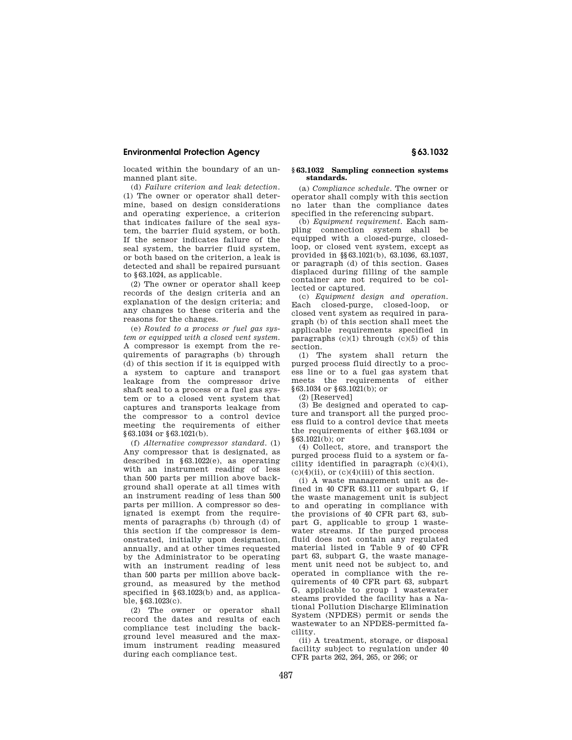located within the boundary of an unmanned plant site.

(d) *Failure criterion and leak detection.* (1) The owner or operator shall determine, based on design considerations and operating experience, a criterion that indicates failure of the seal system, the barrier fluid system, or both. If the sensor indicates failure of the seal system, the barrier fluid system, or both based on the criterion, a leak is detected and shall be repaired pursuant to §63.1024, as applicable.

(2) The owner or operator shall keep records of the design criteria and an explanation of the design criteria; and any changes to these criteria and the reasons for the changes.

(e) *Routed to a process or fuel gas system or equipped with a closed vent system.* A compressor is exempt from the requirements of paragraphs (b) through (d) of this section if it is equipped with a system to capture and transport leakage from the compressor drive shaft seal to a process or a fuel gas system or to a closed vent system that captures and transports leakage from the compressor to a control device meeting the requirements of either §63.1034 or §63.1021(b).

(f) *Alternative compressor standard.* (1) Any compressor that is designated, as described in §63.1022(e), as operating with an instrument reading of less than 500 parts per million above background shall operate at all times with an instrument reading of less than 500 parts per million. A compressor so designated is exempt from the requirements of paragraphs (b) through (d) of this section if the compressor is demonstrated, initially upon designation, annually, and at other times requested by the Administrator to be operating with an instrument reading of less than 500 parts per million above background, as measured by the method specified in §63.1023(b) and, as applicable, §63.1023(c).

(2) The owner or operator shall record the dates and results of each compliance test including the background level measured and the maximum instrument reading measured during each compliance test.

### §63.1032 Sampling connection systems standards.

(a) *Compliance schedule.* The owner or operator shall comply with this section no later than the compliance dates specified in the referencing subpart.

(b) *Equipment requirement.* Each sampling connection system shall be equipped with a closed-purge, closed-loop, or closed vent system, except as provided in §§63.1021(b), 63.1036, 63.1037, or paragraph (d) of this section. Gases displaced during filling of the sample container are not required to be collected or captured.

(c) *Equipment design and operation.* Each closed-purge, closed-loop, or closed vent system as required in paragraph (b) of this section shall meet the applicable requirements specified in paragraphs (c)(1) through (c)(5) of this section.

(1) The system shall return the purged process fluid directly to a process line or to a fuel gas system that meets the requirements of either §63.1034 or §63.1021(b); or

(2) [Reserved]

(3) Be designed and operated to capture and transport all the purged process fluid to a control device that meets the requirements of either §63.1034 or §63.1021(b); or

(4) Collect, store, and transport the purged process fluid to a system or facility identified in paragraph (c)(4)(i), (c)(4)(ii), or (c)(4)(iii) of this section.

(i) A waste management unit as defined in 40 CFR 63.111 or subpart G, if the waste management unit is subject to and operating in compliance with the provisions of 40 CFR part 63, subpart G, applicable to group 1 wastewater streams. If the purged process fluid does not contain any regulated material listed in Table 9 of 40 CFR part 63, subpart G, the waste management unit need not be subject to, and operated in compliance with the requirements of 40 CFR part 63, subpart G, applicable to group 1 wastewater steams provided the facility has a National Pollution Discharge Elimination System (NPDES) permit or sends the wastewater to an NPDES-permitted facility.

(ii) A treatment, storage, or disposal facility subject to regulation under 40 CFR parts 262, 264, 265, or 266; or